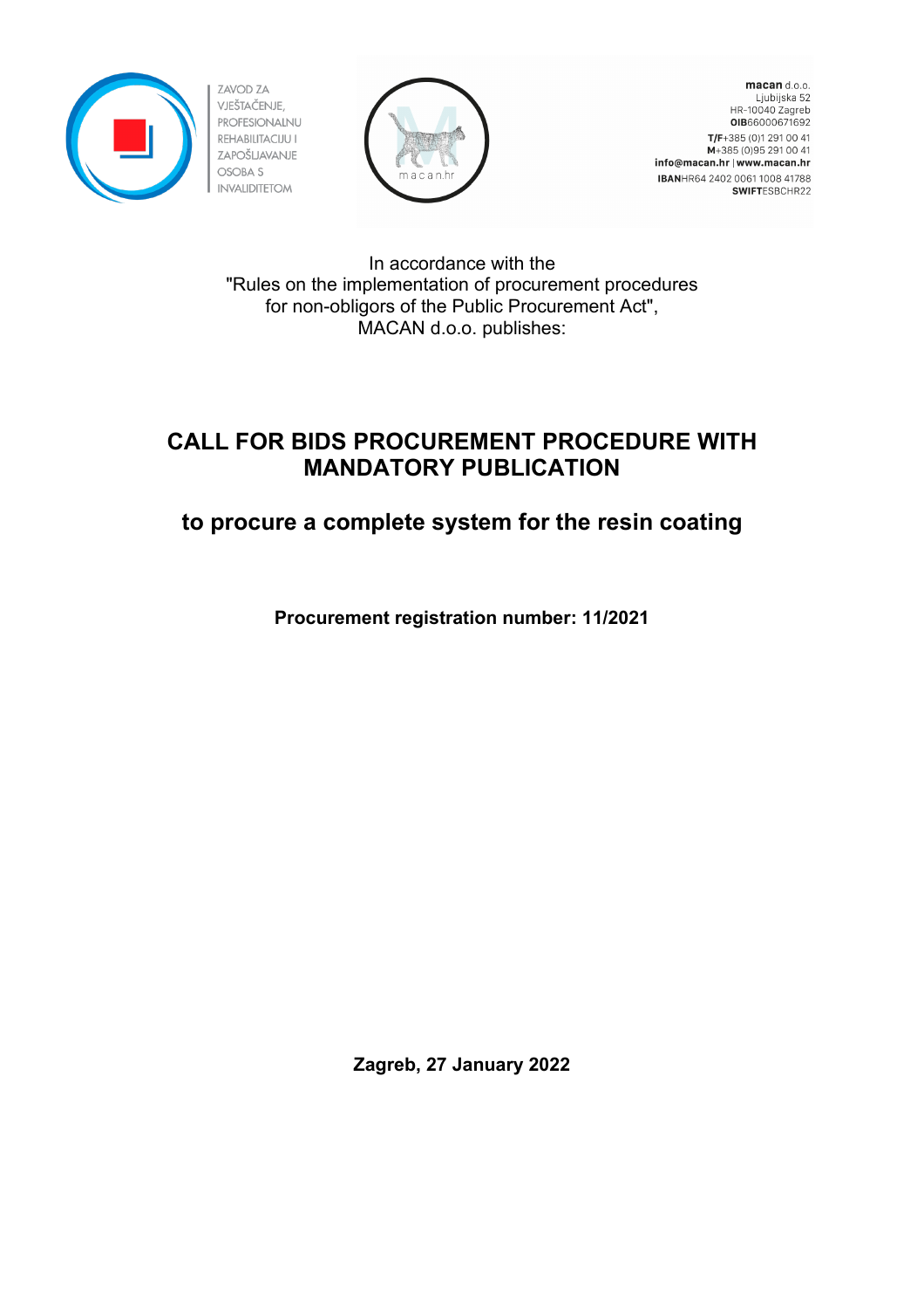ZAVOD ZA VJEŠTAČENJE, PROFESIONALNU REHABILITACIJU I ZAPOŠLJAVANJE OSOBA S INVALIDITETOM

**macan** d.o.o.
Ljubijska 52
HR-10040 Zagreb
**OIB**66000671692
**T/F**+385 (0)1 291 00 41
**M**+385 (0)95 291 00 41
**info@macan.hr** | **www.macan.hr**
**IBAN**HR64 2402 0061 1008 41788
**SWIFT**ESBCHR22

In accordance with the
"Rules on the implementation of procurement procedures
for non-obligors of the Public Procurement Act",
MACAN d.o.o. publishes:

# CALL FOR BIDS PROCUREMENT PROCEDURE WITH MANDATORY PUBLICATION

## to procure a complete system for the resin coating

**Procurement registration number: 11/2021**

**Zagreb, 27 January 2022**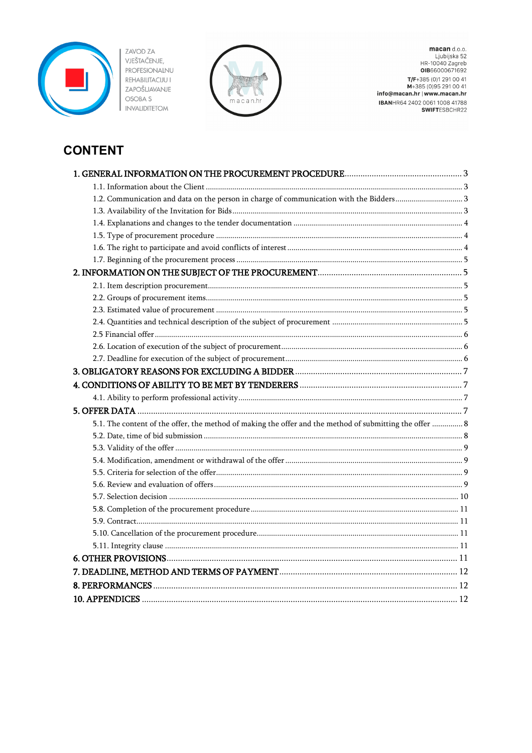ZAVOD ZA VJEŠTAČENJE, PROFESIONALNU REHABILITACIJU I ZAPOŠLJAVANJE OSOBA S INVALIDITETOM

**macan** d.o.o.
Ljubijska 52
HR-10040 Zagreb
**OIB**66000671692
**T/F**+385 (0)1 291 00 41
**M**+385 (0)95 291 00 41
**info@macan.hr** | **www.macan.hr**
**IBAN**HR64 2402 0061 1008 41788
**SWIFT**ESBCHR22

# CONTENT

**1. GENERAL INFORMATION ON THE PROCUREMENT PROCEDURE** ..... 3
- 1.1. Information about the Client ..... 3
- 1.2. Communication and data on the person in charge of communication with the Bidders ..... 3
- 1.3. Availability of the Invitation for Bids ..... 3
- 1.4. Explanations and changes to the tender documentation ..... 4
- 1.5. Type of procurement procedure ..... 4
- 1.6. The right to participate and avoid conflicts of interest ..... 4
- 1.7. Beginning of the procurement process ..... 5

**2. INFORMATION ON THE SUBJECT OF THE PROCUREMENT** ..... 5
- 2.1. Item description procurement ..... 5
- 2.2. Groups of procurement items ..... 5
- 2.3. Estimated value of procurement ..... 5
- 2.4. Quantities and technical description of the subject of procurement ..... 5
- 2.5 Financial offer ..... 6
- 2.6. Location of execution of the subject of procurement ..... 6
- 2.7. Deadline for execution of the subject of procurement ..... 6

**3. OBLIGATORY REASONS FOR EXCLUDING A BIDDER** ..... 7

**4. CONDITIONS OF ABILITY TO BE MET BY TENDERERS** ..... 7
- 4.1. Ability to perform professional activity ..... 7

**5. OFFER DATA** ..... 7
- 5.1. The content of the offer, the method of making the offer and the method of submitting the offer ..... 8
- 5.2. Date, time of bid submission ..... 8
- 5.3. Validity of the offer ..... 9
- 5.4. Modification, amendment or withdrawal of the offer ..... 9
- 5.5. Criteria for selection of the offer ..... 9
- 5.6. Review and evaluation of offers ..... 9
- 5.7. Selection decision ..... 10
- 5.8. Completion of the procurement procedure ..... 11
- 5.9. Contract ..... 11
- 5.10. Cancellation of the procurement procedure ..... 11
- 5.11. Integrity clause ..... 11

**6. OTHER PROVISIONS** ..... 11

**7. DEADLINE, METHOD AND TERMS OF PAYMENT** ..... 12

**8. PERFORMANCES** ..... 12

**10. APPENDICES** ..... 12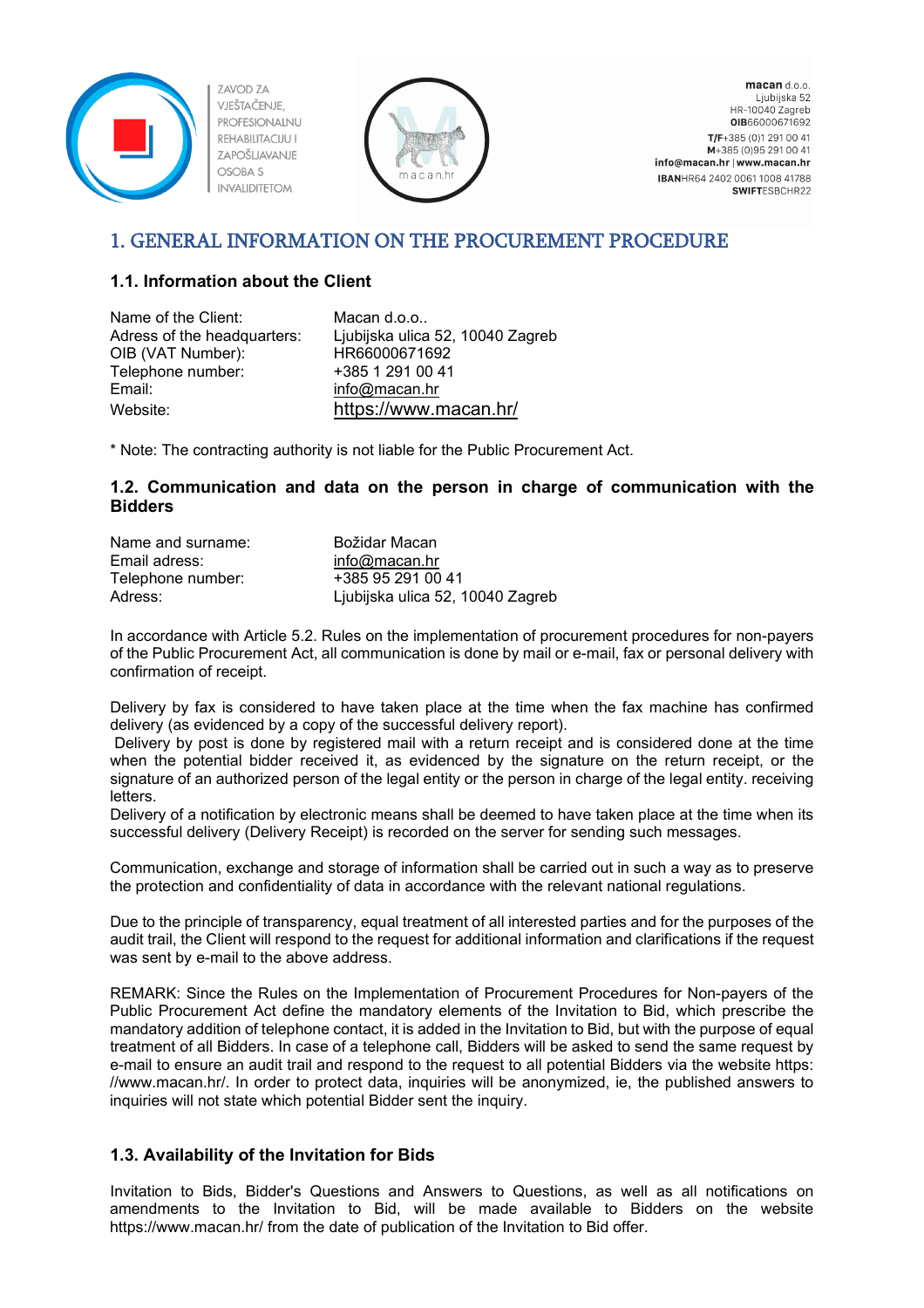# 1. GENERAL INFORMATION ON THE PROCUREMENT PROCEDURE

## 1.1. Information about the Client

| | |
|---|---|
| Name of the Client: | Macan d.o.o.. |
| Adress of the headquarters: | Ljubijska ulica 52, 10040 Zagreb |
| OIB (VAT Number): | HR66000671692 |
| Telephone number: | +385 1 291 00 41 |
| Email: | info@macan.hr |
| Website: | https://www.macan.hr/ |

* Note: The contracting authority is not liable for the Public Procurement Act.

## 1.2. Communication and data on the person in charge of communication with the Bidders

| | |
|---|---|
| Name and surname: | Božidar Macan |
| Email adress: | info@macan.hr |
| Telephone number: | +385 95 291 00 41 |
| Adress: | Ljubijska ulica 52, 10040 Zagreb |

In accordance with Article 5.2. Rules on the implementation of procurement procedures for non-payers of the Public Procurement Act, all communication is done by mail or e-mail, fax or personal delivery with confirmation of receipt.

Delivery by fax is considered to have taken place at the time when the fax machine has confirmed delivery (as evidenced by a copy of the successful delivery report).

Delivery by post is done by registered mail with a return receipt and is considered done at the time when the potential bidder received it, as evidenced by the signature on the return receipt, or the signature of an authorized person of the legal entity or the person in charge of the legal entity. receiving letters.

Delivery of a notification by electronic means shall be deemed to have taken place at the time when its successful delivery (Delivery Receipt) is recorded on the server for sending such messages.

Communication, exchange and storage of information shall be carried out in such a way as to preserve the protection and confidentiality of data in accordance with the relevant national regulations.

Due to the principle of transparency, equal treatment of all interested parties and for the purposes of the audit trail, the Client will respond to the request for additional information and clarifications if the request was sent by e-mail to the above address.

REMARK: Since the Rules on the Implementation of Procurement Procedures for Non-payers of the Public Procurement Act define the mandatory elements of the Invitation to Bid, which prescribe the mandatory addition of telephone contact, it is added in the Invitation to Bid, but with the purpose of equal treatment of all Bidders. In case of a telephone call, Bidders will be asked to send the same request by e-mail to ensure an audit trail and respond to the request to all potential Bidders via the website https: //www.macan.hr/. In order to protect data, inquiries will be anonymized, ie, the published answers to inquiries will not state which potential Bidder sent the inquiry.

## 1.3. Availability of the Invitation for Bids

Invitation to Bids, Bidder's Questions and Answers to Questions, as well as all notifications on amendments to the Invitation to Bid, will be made available to Bidders on the website https://www.macan.hr/ from the date of publication of the Invitation to Bid offer.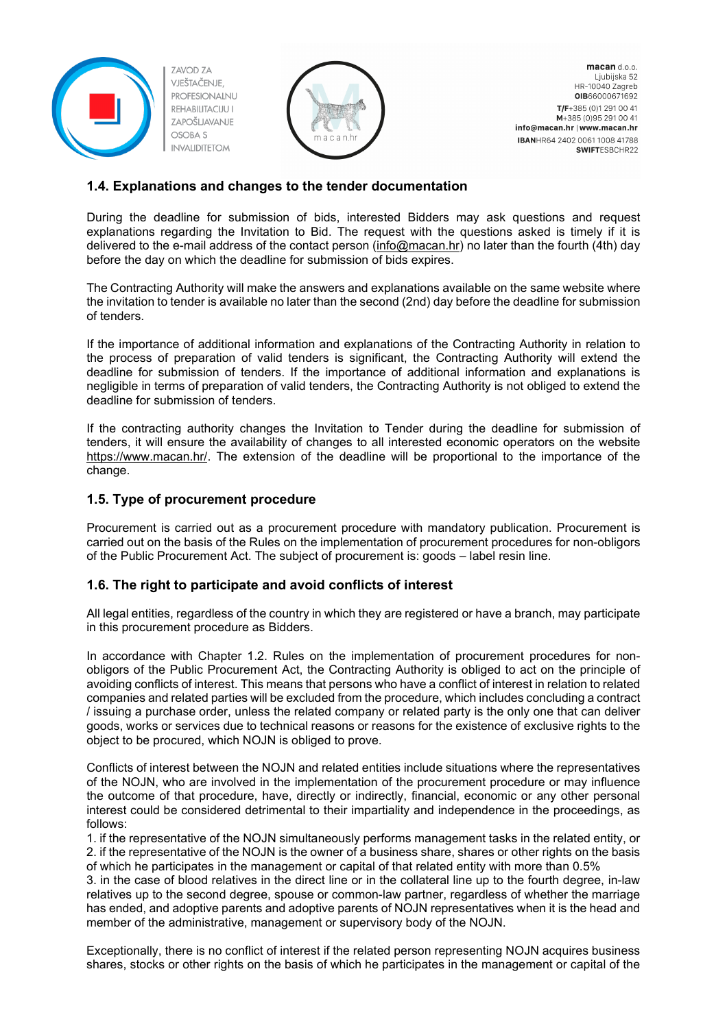## 1.4. Explanations and changes to the tender documentation

During the deadline for submission of bids, interested Bidders may ask questions and request explanations regarding the Invitation to Bid. The request with the questions asked is timely if it is delivered to the e-mail address of the contact person (info@macan.hr) no later than the fourth (4th) day before the day on which the deadline for submission of bids expires.

The Contracting Authority will make the answers and explanations available on the same website where the invitation to tender is available no later than the second (2nd) day before the deadline for submission of tenders.

If the importance of additional information and explanations of the Contracting Authority in relation to the process of preparation of valid tenders is significant, the Contracting Authority will extend the deadline for submission of tenders. If the importance of additional information and explanations is negligible in terms of preparation of valid tenders, the Contracting Authority is not obliged to extend the deadline for submission of tenders.

If the contracting authority changes the Invitation to Tender during the deadline for submission of tenders, it will ensure the availability of changes to all interested economic operators on the website https://www.macan.hr/. The extension of the deadline will be proportional to the importance of the change.

## 1.5. Type of procurement procedure

Procurement is carried out as a procurement procedure with mandatory publication. Procurement is carried out on the basis of the Rules on the implementation of procurement procedures for non-obligors of the Public Procurement Act. The subject of procurement is: goods – label resin line.

## 1.6. The right to participate and avoid conflicts of interest

All legal entities, regardless of the country in which they are registered or have a branch, may participate in this procurement procedure as Bidders.

In accordance with Chapter 1.2. Rules on the implementation of procurement procedures for non-obligors of the Public Procurement Act, the Contracting Authority is obliged to act on the principle of avoiding conflicts of interest. This means that persons who have a conflict of interest in relation to related companies and related parties will be excluded from the procedure, which includes concluding a contract / issuing a purchase order, unless the related company or related party is the only one that can deliver goods, works or services due to technical reasons or reasons for the existence of exclusive rights to the object to be procured, which NOJN is obliged to prove.

Conflicts of interest between the NOJN and related entities include situations where the representatives of the NOJN, who are involved in the implementation of the procurement procedure or may influence the outcome of that procedure, have, directly or indirectly, financial, economic or any other personal interest could be considered detrimental to their impartiality and independence in the proceedings, as follows:

1. if the representative of the NOJN simultaneously performs management tasks in the related entity, or
2. if the representative of the NOJN is the owner of a business share, shares or other rights on the basis of which he participates in the management or capital of that related entity with more than 0.5%
3. in the case of blood relatives in the direct line or in the collateral line up to the fourth degree, in-law relatives up to the second degree, spouse or common-law partner, regardless of whether the marriage has ended, and adoptive parents and adoptive parents of NOJN representatives when it is the head and member of the administrative, management or supervisory body of the NOJN.

Exceptionally, there is no conflict of interest if the related person representing NOJN acquires business shares, stocks or other rights on the basis of which he participates in the management or capital of the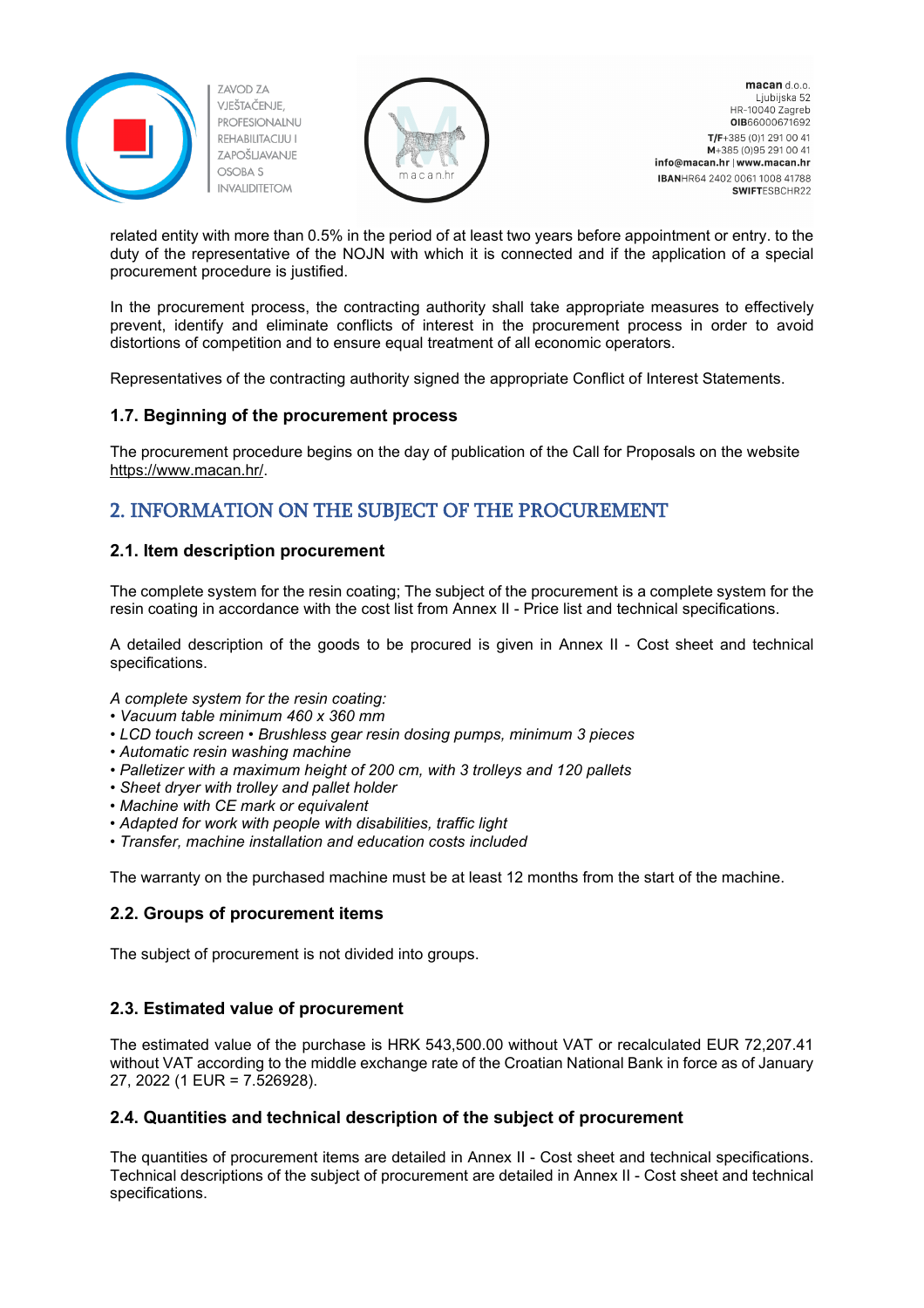related entity with more than 0.5% in the period of at least two years before appointment or entry. to the duty of the representative of the NOJN with which it is connected and if the application of a special procurement procedure is justified.

In the procurement process, the contracting authority shall take appropriate measures to effectively prevent, identify and eliminate conflicts of interest in the procurement process in order to avoid distortions of competition and to ensure equal treatment of all economic operators.

Representatives of the contracting authority signed the appropriate Conflict of Interest Statements.

### 1.7. Beginning of the procurement process

The procurement procedure begins on the day of publication of the Call for Proposals on the website https://www.macan.hr/.

## 2. INFORMATION ON THE SUBJECT OF THE PROCUREMENT

### 2.1. Item description procurement

The complete system for the resin coating; The subject of the procurement is a complete system for the resin coating in accordance with the cost list from Annex II - Price list and technical specifications.

A detailed description of the goods to be procured is given in Annex II - Cost sheet and technical specifications.

*A complete system for the resin coating:*
- *Vacuum table minimum 460 x 360 mm*
- *LCD touch screen • Brushless gear resin dosing pumps, minimum 3 pieces*
- *Automatic resin washing machine*
- *Palletizer with a maximum height of 200 cm, with 3 trolleys and 120 pallets*
- *Sheet dryer with trolley and pallet holder*
- *Machine with CE mark or equivalent*
- *Adapted for work with people with disabilities, traffic light*
- *Transfer, machine installation and education costs included*

The warranty on the purchased machine must be at least 12 months from the start of the machine.

### 2.2. Groups of procurement items

The subject of procurement is not divided into groups.

### 2.3. Estimated value of procurement

The estimated value of the purchase is HRK 543,500.00 without VAT or recalculated EUR 72,207.41 without VAT according to the middle exchange rate of the Croatian National Bank in force as of January 27, 2022 (1 EUR = 7.526928).

### 2.4. Quantities and technical description of the subject of procurement

The quantities of procurement items are detailed in Annex II - Cost sheet and technical specifications. Technical descriptions of the subject of procurement are detailed in Annex II - Cost sheet and technical specifications.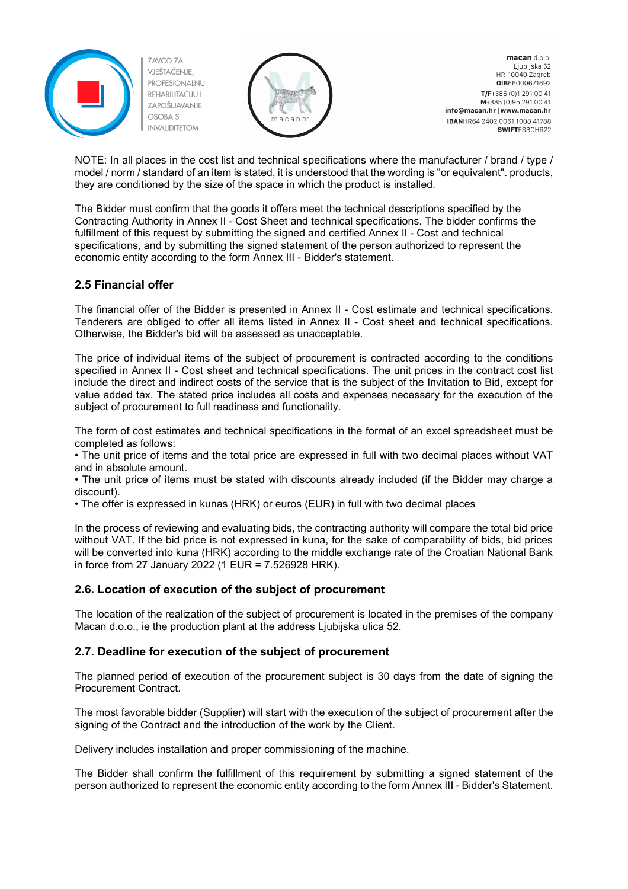NOTE: In all places in the cost list and technical specifications where the manufacturer / brand / type / model / norm / standard of an item is stated, it is understood that the wording is "or equivalent". products, they are conditioned by the size of the space in which the product is installed.

The Bidder must confirm that the goods it offers meet the technical descriptions specified by the Contracting Authority in Annex II - Cost Sheet and technical specifications. The bidder confirms the fulfillment of this request by submitting the signed and certified Annex II - Cost and technical specifications, and by submitting the signed statement of the person authorized to represent the economic entity according to the form Annex III - Bidder's statement.

### 2.5 Financial offer

The financial offer of the Bidder is presented in Annex II - Cost estimate and technical specifications. Tenderers are obliged to offer all items listed in Annex II - Cost sheet and technical specifications. Otherwise, the Bidder's bid will be assessed as unacceptable.

The price of individual items of the subject of procurement is contracted according to the conditions specified in Annex II - Cost sheet and technical specifications. The unit prices in the contract cost list include the direct and indirect costs of the service that is the subject of the Invitation to Bid, except for value added tax. The stated price includes all costs and expenses necessary for the execution of the subject of procurement to full readiness and functionality.

The form of cost estimates and technical specifications in the format of an excel spreadsheet must be completed as follows:

- The unit price of items and the total price are expressed in full with two decimal places without VAT and in absolute amount.
- The unit price of items must be stated with discounts already included (if the Bidder may charge a discount).
- The offer is expressed in kunas (HRK) or euros (EUR) in full with two decimal places

In the process of reviewing and evaluating bids, the contracting authority will compare the total bid price without VAT. If the bid price is not expressed in kuna, for the sake of comparability of bids, bid prices will be converted into kuna (HRK) according to the middle exchange rate of the Croatian National Bank in force from 27 January 2022 (1 EUR = 7.526928 HRK).

### 2.6. Location of execution of the subject of procurement

The location of the realization of the subject of procurement is located in the premises of the company Macan d.o.o., ie the production plant at the address Ljubijska ulica 52.

### 2.7. Deadline for execution of the subject of procurement

The planned period of execution of the procurement subject is 30 days from the date of signing the Procurement Contract.

The most favorable bidder (Supplier) will start with the execution of the subject of procurement after the signing of the Contract and the introduction of the work by the Client.

Delivery includes installation and proper commissioning of the machine.

The Bidder shall confirm the fulfillment of this requirement by submitting a signed statement of the person authorized to represent the economic entity according to the form Annex III - Bidder's Statement.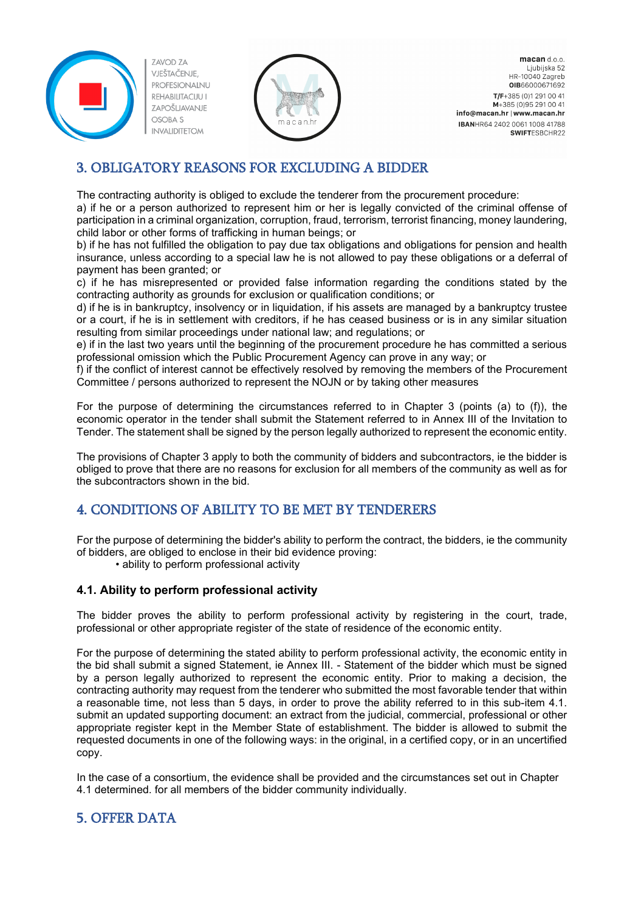## 3. OBLIGATORY REASONS FOR EXCLUDING A BIDDER

The contracting authority is obliged to exclude the tenderer from the procurement procedure:
a) if he or a person authorized to represent him or her is legally convicted of the criminal offense of participation in a criminal organization, corruption, fraud, terrorism, terrorist financing, money laundering, child labor or other forms of trafficking in human beings; or
b) if he has not fulfilled the obligation to pay due tax obligations and obligations for pension and health insurance, unless according to a special law he is not allowed to pay these obligations or a deferral of payment has been granted; or
c) if he has misrepresented or provided false information regarding the conditions stated by the contracting authority as grounds for exclusion or qualification conditions; or
d) if he is in bankruptcy, insolvency or in liquidation, if his assets are managed by a bankruptcy trustee or a court, if he is in settlement with creditors, if he has ceased business or is in any similar situation resulting from similar proceedings under national law; and regulations; or
e) if in the last two years until the beginning of the procurement procedure he has committed a serious professional omission which the Public Procurement Agency can prove in any way; or
f) if the conflict of interest cannot be effectively resolved by removing the members of the Procurement Committee / persons authorized to represent the NOJN or by taking other measures

For the purpose of determining the circumstances referred to in Chapter 3 (points (a) to (f)), the economic operator in the tender shall submit the Statement referred to in Annex III of the Invitation to Tender. The statement shall be signed by the person legally authorized to represent the economic entity.

The provisions of Chapter 3 apply to both the community of bidders and subcontractors, ie the bidder is obliged to prove that there are no reasons for exclusion for all members of the community as well as for the subcontractors shown in the bid.

## 4. CONDITIONS OF ABILITY TO BE MET BY TENDERERS

For the purpose of determining the bidder's ability to perform the contract, the bidders, ie the community of bidders, are obliged to enclose in their bid evidence proving:

- ability to perform professional activity

### 4.1. Ability to perform professional activity

The bidder proves the ability to perform professional activity by registering in the court, trade, professional or other appropriate register of the state of residence of the economic entity.

For the purpose of determining the stated ability to perform professional activity, the economic entity in the bid shall submit a signed Statement, ie Annex III. - Statement of the bidder which must be signed by a person legally authorized to represent the economic entity. Prior to making a decision, the contracting authority may request from the tenderer who submitted the most favorable tender that within a reasonable time, not less than 5 days, in order to prove the ability referred to in this sub-item 4.1. submit an updated supporting document: an extract from the judicial, commercial, professional or other appropriate register kept in the Member State of establishment. The bidder is allowed to submit the requested documents in one of the following ways: in the original, in a certified copy, or in an uncertified copy.

In the case of a consortium, the evidence shall be provided and the circumstances set out in Chapter 4.1 determined. for all members of the bidder community individually.

## 5. OFFER DATA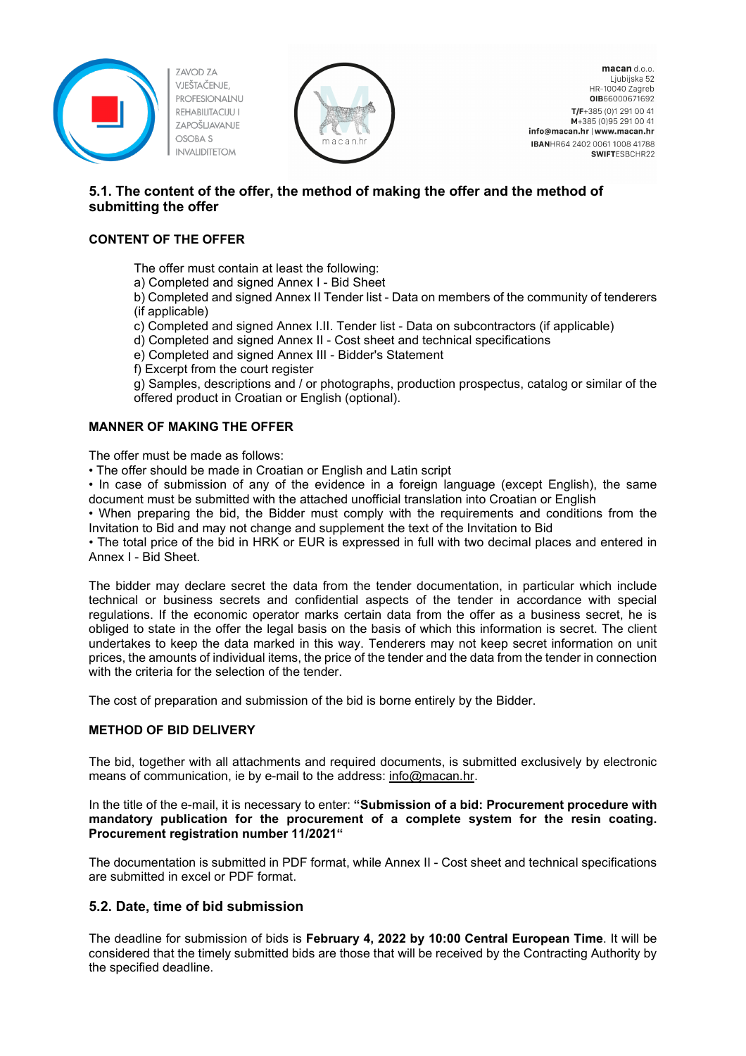## 5.1. The content of the offer, the method of making the offer and the method of submitting the offer

### CONTENT OF THE OFFER

The offer must contain at least the following:

a) Completed and signed Annex I - Bid Sheet
b) Completed and signed Annex II Tender list - Data on members of the community of tenderers (if applicable)
c) Completed and signed Annex I.II. Tender list - Data on subcontractors (if applicable)
d) Completed and signed Annex II - Cost sheet and technical specifications
e) Completed and signed Annex III - Bidder's Statement
f) Excerpt from the court register
g) Samples, descriptions and / or photographs, production prospectus, catalog or similar of the offered product in Croatian or English (optional).

### MANNER OF MAKING THE OFFER

The offer must be made as follows:

- The offer should be made in Croatian or English and Latin script
- In case of submission of any of the evidence in a foreign language (except English), the same document must be submitted with the attached unofficial translation into Croatian or English
- When preparing the bid, the Bidder must comply with the requirements and conditions from the Invitation to Bid and may not change and supplement the text of the Invitation to Bid
- The total price of the bid in HRK or EUR is expressed in full with two decimal places and entered in Annex I - Bid Sheet.

The bidder may declare secret the data from the tender documentation, in particular which include technical or business secrets and confidential aspects of the tender in accordance with special regulations. If the economic operator marks certain data from the offer as a business secret, he is obliged to state in the offer the legal basis on the basis of which this information is secret. The client undertakes to keep the data marked in this way. Tenderers may not keep secret information on unit prices, the amounts of individual items, the price of the tender and the data from the tender in connection with the criteria for the selection of the tender.

The cost of preparation and submission of the bid is borne entirely by the Bidder.

### METHOD OF BID DELIVERY

The bid, together with all attachments and required documents, is submitted exclusively by electronic means of communication, ie by e-mail to the address: info@macan.hr.

In the title of the e-mail, it is necessary to enter: **"Submission of a bid: Procurement procedure with mandatory publication for the procurement of a complete system for the resin coating. Procurement registration number 11/2021"**

The documentation is submitted in PDF format, while Annex II - Cost sheet and technical specifications are submitted in excel or PDF format.

## 5.2. Date, time of bid submission

The deadline for submission of bids is **February 4, 2022 by 10:00 Central European Time**. It will be considered that the timely submitted bids are those that will be received by the Contracting Authority by the specified deadline.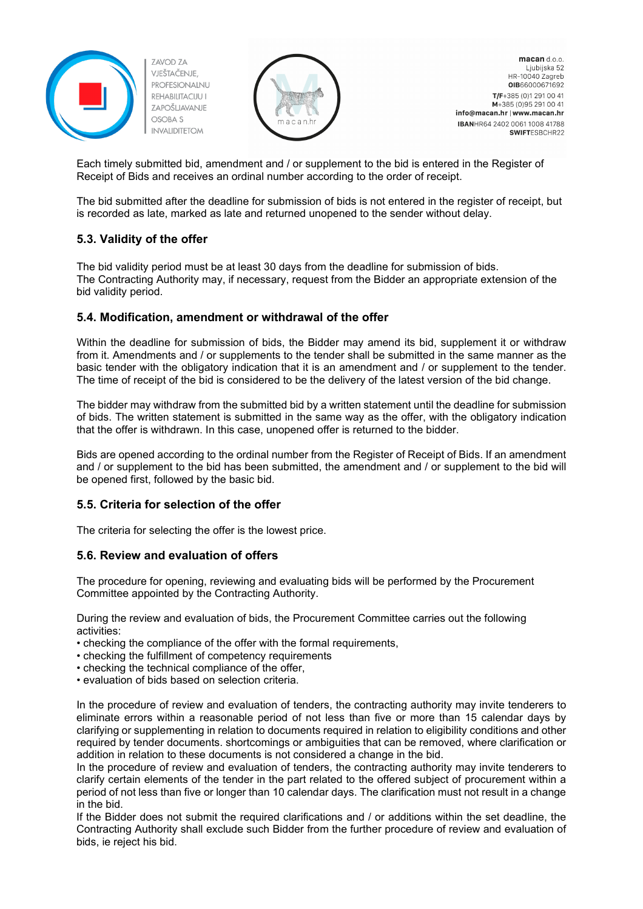Each timely submitted bid, amendment and / or supplement to the bid is entered in the Register of Receipt of Bids and receives an ordinal number according to the order of receipt.

The bid submitted after the deadline for submission of bids is not entered in the register of receipt, but is recorded as late, marked as late and returned unopened to the sender without delay.

### 5.3. Validity of the offer

The bid validity period must be at least 30 days from the deadline for submission of bids.
The Contracting Authority may, if necessary, request from the Bidder an appropriate extension of the bid validity period.

### 5.4. Modification, amendment or withdrawal of the offer

Within the deadline for submission of bids, the Bidder may amend its bid, supplement it or withdraw from it. Amendments and / or supplements to the tender shall be submitted in the same manner as the basic tender with the obligatory indication that it is an amendment and / or supplement to the tender. The time of receipt of the bid is considered to be the delivery of the latest version of the bid change.

The bidder may withdraw from the submitted bid by a written statement until the deadline for submission of bids. The written statement is submitted in the same way as the offer, with the obligatory indication that the offer is withdrawn. In this case, unopened offer is returned to the bidder.

Bids are opened according to the ordinal number from the Register of Receipt of Bids. If an amendment and / or supplement to the bid has been submitted, the amendment and / or supplement to the bid will be opened first, followed by the basic bid.

### 5.5. Criteria for selection of the offer

The criteria for selecting the offer is the lowest price.

### 5.6. Review and evaluation of offers

The procedure for opening, reviewing and evaluating bids will be performed by the Procurement Committee appointed by the Contracting Authority.

During the review and evaluation of bids, the Procurement Committee carries out the following activities:
- checking the compliance of the offer with the formal requirements,
- checking the fulfillment of competency requirements
- checking the technical compliance of the offer,
- evaluation of bids based on selection criteria.

In the procedure of review and evaluation of tenders, the contracting authority may invite tenderers to eliminate errors within a reasonable period of not less than five or more than 15 calendar days by clarifying or supplementing in relation to documents required in relation to eligibility conditions and other required by tender documents. shortcomings or ambiguities that can be removed, where clarification or addition in relation to these documents is not considered a change in the bid.
In the procedure of review and evaluation of tenders, the contracting authority may invite tenderers to clarify certain elements of the tender in the part related to the offered subject of procurement within a period of not less than five or longer than 10 calendar days. The clarification must not result in a change in the bid.
If the Bidder does not submit the required clarifications and / or additions within the set deadline, the Contracting Authority shall exclude such Bidder from the further procedure of review and evaluation of bids, ie reject his bid.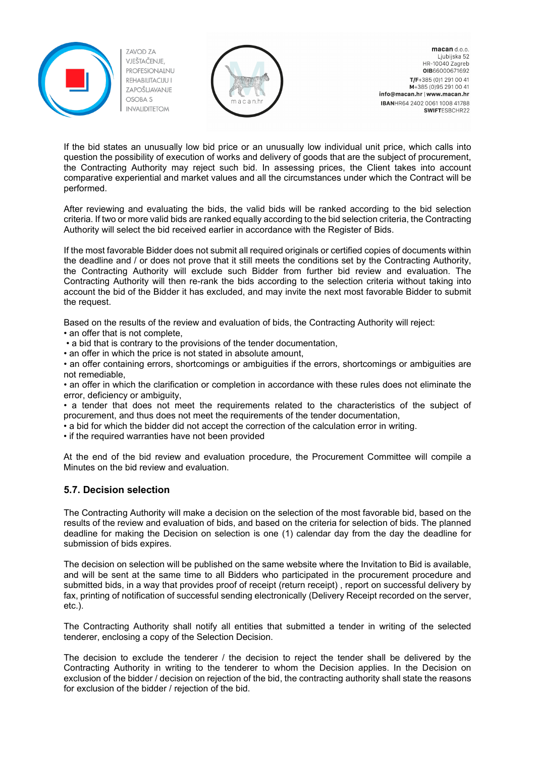If the bid states an unusually low bid price or an unusually low individual unit price, which calls into question the possibility of execution of works and delivery of goods that are the subject of procurement, the Contracting Authority may reject such bid. In assessing prices, the Client takes into account comparative experiential and market values and all the circumstances under which the Contract will be performed.

After reviewing and evaluating the bids, the valid bids will be ranked according to the bid selection criteria. If two or more valid bids are ranked equally according to the bid selection criteria, the Contracting Authority will select the bid received earlier in accordance with the Register of Bids.

If the most favorable Bidder does not submit all required originals or certified copies of documents within the deadline and / or does not prove that it still meets the conditions set by the Contracting Authority, the Contracting Authority will exclude such Bidder from further bid review and evaluation. The Contracting Authority will then re-rank the bids according to the selection criteria without taking into account the bid of the Bidder it has excluded, and may invite the next most favorable Bidder to submit the request.

Based on the results of the review and evaluation of bids, the Contracting Authority will reject:

- an offer that is not complete,
- a bid that is contrary to the provisions of the tender documentation,
- an offer in which the price is not stated in absolute amount,
- an offer containing errors, shortcomings or ambiguities if the errors, shortcomings or ambiguities are not remediable,
- an offer in which the clarification or completion in accordance with these rules does not eliminate the error, deficiency or ambiguity,
- a tender that does not meet the requirements related to the characteristics of the subject of procurement, and thus does not meet the requirements of the tender documentation,
- a bid for which the bidder did not accept the correction of the calculation error in writing.
- if the required warranties have not been provided

At the end of the bid review and evaluation procedure, the Procurement Committee will compile a Minutes on the bid review and evaluation.

### 5.7. Decision selection

The Contracting Authority will make a decision on the selection of the most favorable bid, based on the results of the review and evaluation of bids, and based on the criteria for selection of bids. The planned deadline for making the Decision on selection is one (1) calendar day from the day the deadline for submission of bids expires.

The decision on selection will be published on the same website where the Invitation to Bid is available, and will be sent at the same time to all Bidders who participated in the procurement procedure and submitted bids, in a way that provides proof of receipt (return receipt) , report on successful delivery by fax, printing of notification of successful sending electronically (Delivery Receipt recorded on the server, etc.).

The Contracting Authority shall notify all entities that submitted a tender in writing of the selected tenderer, enclosing a copy of the Selection Decision.

The decision to exclude the tenderer / the decision to reject the tender shall be delivered by the Contracting Authority in writing to the tenderer to whom the Decision applies. In the Decision on exclusion of the bidder / decision on rejection of the bid, the contracting authority shall state the reasons for exclusion of the bidder / rejection of the bid.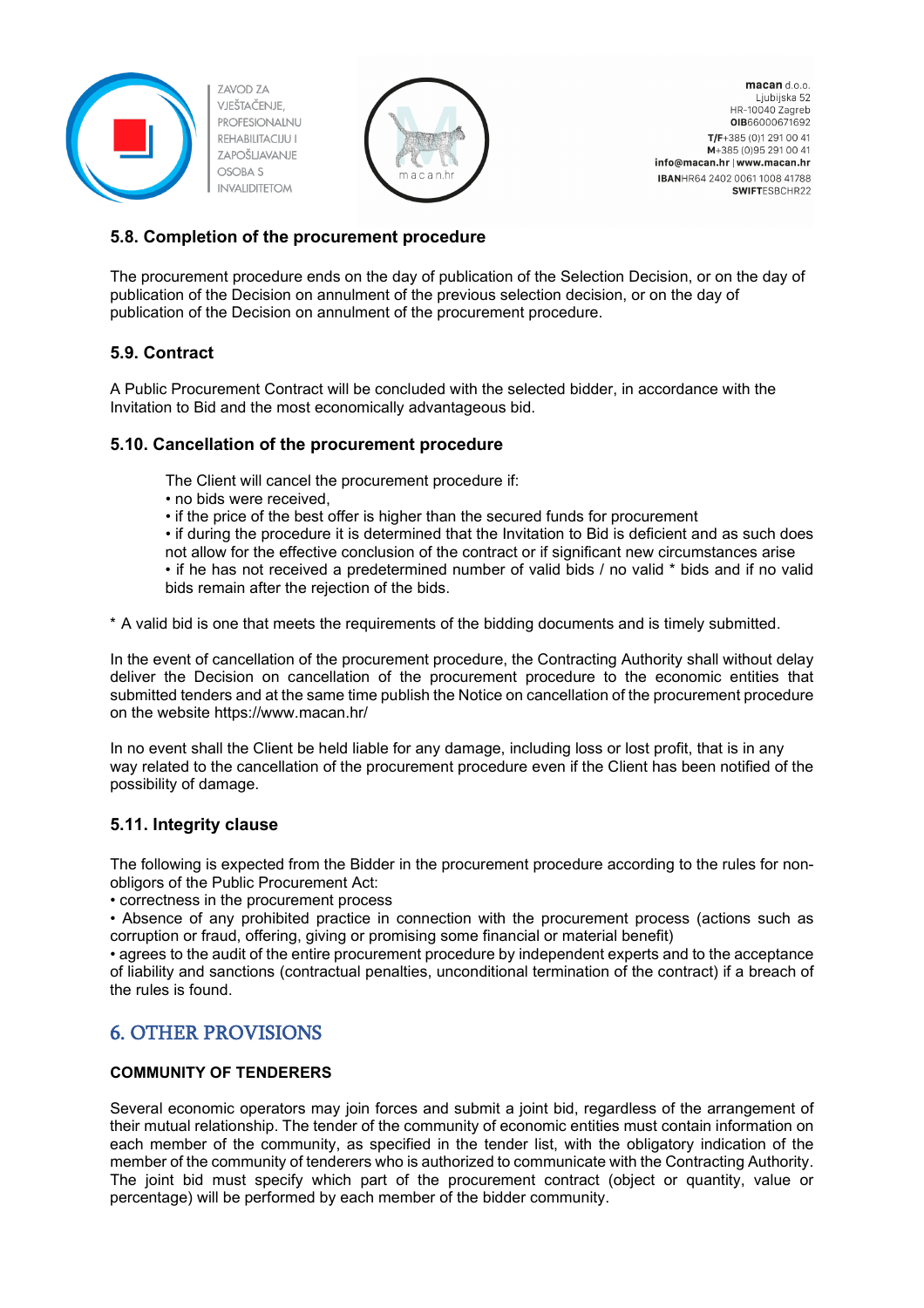### 5.8. Completion of the procurement procedure

The procurement procedure ends on the day of publication of the Selection Decision, or on the day of publication of the Decision on annulment of the previous selection decision, or on the day of publication of the Decision on annulment of the procurement procedure.

### 5.9. Contract

A Public Procurement Contract will be concluded with the selected bidder, in accordance with the Invitation to Bid and the most economically advantageous bid.

### 5.10. Cancellation of the procurement procedure

The Client will cancel the procurement procedure if:

- no bids were received,
- if the price of the best offer is higher than the secured funds for procurement
- if during the procedure it is determined that the Invitation to Bid is deficient and as such does not allow for the effective conclusion of the contract or if significant new circumstances arise
- if he has not received a predetermined number of valid bids / no valid * bids and if no valid bids remain after the rejection of the bids.

* A valid bid is one that meets the requirements of the bidding documents and is timely submitted.

In the event of cancellation of the procurement procedure, the Contracting Authority shall without delay deliver the Decision on cancellation of the procurement procedure to the economic entities that submitted tenders and at the same time publish the Notice on cancellation of the procurement procedure on the website https://www.macan.hr/

In no event shall the Client be held liable for any damage, including loss or lost profit, that is in any way related to the cancellation of the procurement procedure even if the Client has been notified of the possibility of damage.

### 5.11. Integrity clause

The following is expected from the Bidder in the procurement procedure according to the rules for non-obligors of the Public Procurement Act:

- correctness in the procurement process
- Absence of any prohibited practice in connection with the procurement process (actions such as corruption or fraud, offering, giving or promising some financial or material benefit)
- agrees to the audit of the entire procurement procedure by independent experts and to the acceptance of liability and sanctions (contractual penalties, unconditional termination of the contract) if a breach of the rules is found.

## 6. OTHER PROVISIONS

**COMMUNITY OF TENDERERS**

Several economic operators may join forces and submit a joint bid, regardless of the arrangement of their mutual relationship. The tender of the community of economic entities must contain information on each member of the community, as specified in the tender list, with the obligatory indication of the member of the community of tenderers who is authorized to communicate with the Contracting Authority. The joint bid must specify which part of the procurement contract (object or quantity, value or percentage) will be performed by each member of the bidder community.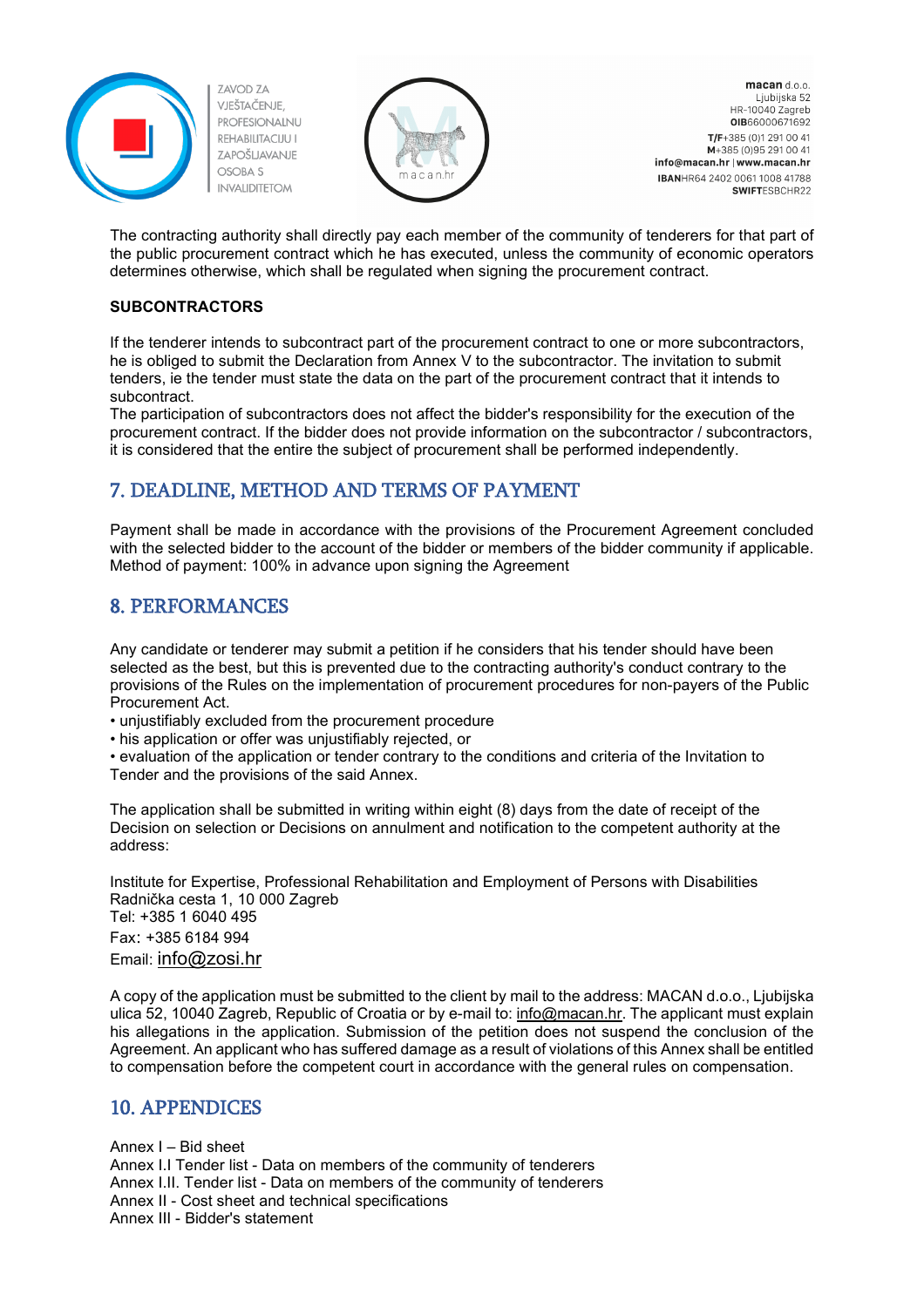The contracting authority shall directly pay each member of the community of tenderers for that part of the public procurement contract which he has executed, unless the community of economic operators determines otherwise, which shall be regulated when signing the procurement contract.

**SUBCONTRACTORS**

If the tenderer intends to subcontract part of the procurement contract to one or more subcontractors, he is obliged to submit the Declaration from Annex V to the subcontractor. The invitation to submit tenders, ie the tender must state the data on the part of the procurement contract that it intends to subcontract.
The participation of subcontractors does not affect the bidder's responsibility for the execution of the procurement contract. If the bidder does not provide information on the subcontractor / subcontractors, it is considered that the entire the subject of procurement shall be performed independently.

## 7. DEADLINE, METHOD AND TERMS OF PAYMENT

Payment shall be made in accordance with the provisions of the Procurement Agreement concluded with the selected bidder to the account of the bidder or members of the bidder community if applicable. Method of payment: 100% in advance upon signing the Agreement

## 8. PERFORMANCES

Any candidate or tenderer may submit a petition if he considers that his tender should have been selected as the best, but this is prevented due to the contracting authority's conduct contrary to the provisions of the Rules on the implementation of procurement procedures for non-payers of the Public Procurement Act.

- unjustifiably excluded from the procurement procedure
- his application or offer was unjustifiably rejected, or
- evaluation of the application or tender contrary to the conditions and criteria of the Invitation to Tender and the provisions of the said Annex.

The application shall be submitted in writing within eight (8) days from the date of receipt of the Decision on selection or Decisions on annulment and notification to the competent authority at the address:

Institute for Expertise, Professional Rehabilitation and Employment of Persons with Disabilities
Radnička cesta 1, 10 000 Zagreb
Tel: +385 1 6040 495
Fax: +385 6184 994
Email: info@zosi.hr

A copy of the application must be submitted to the client by mail to the address: MACAN d.o.o., Ljubijska ulica 52, 10040 Zagreb, Republic of Croatia or by e-mail to: info@macan.hr. The applicant must explain his allegations in the application. Submission of the petition does not suspend the conclusion of the Agreement. An applicant who has suffered damage as a result of violations of this Annex shall be entitled to compensation before the competent court in accordance with the general rules on compensation.

## 10. APPENDICES

Annex I – Bid sheet
Annex I.I Tender list - Data on members of the community of tenderers
Annex I.II. Tender list - Data on members of the community of tenderers
Annex II - Cost sheet and technical specifications
Annex III - Bidder's statement